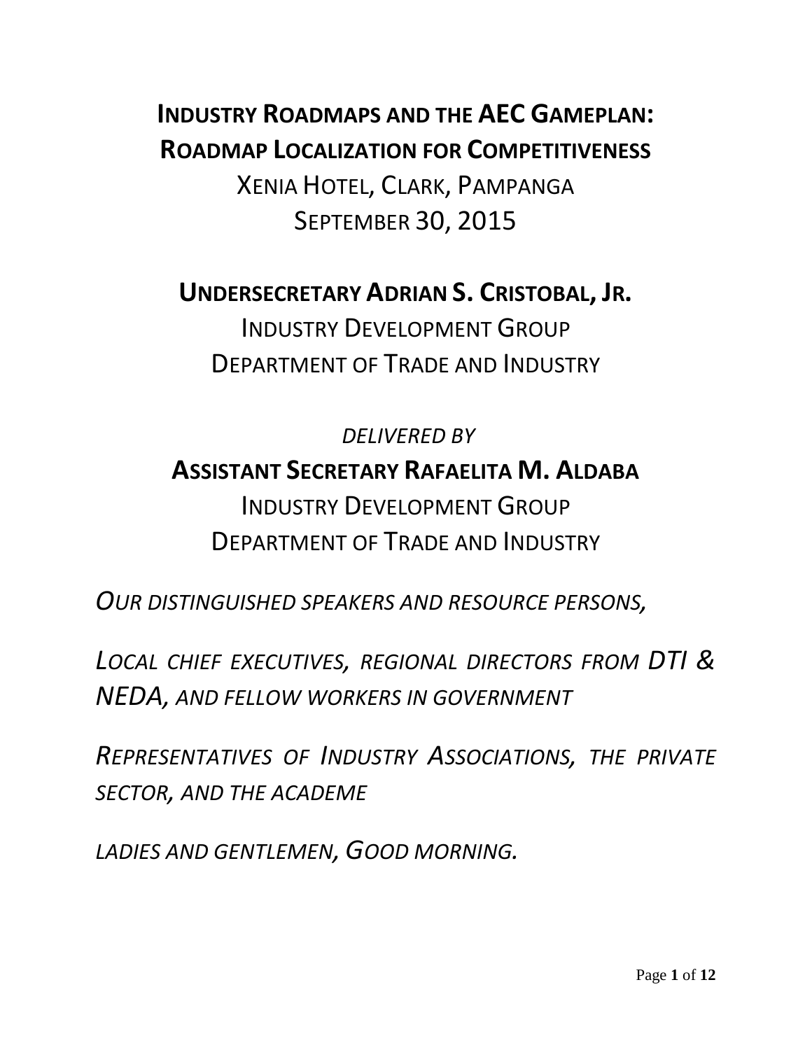# INDUSTRY ROADMAPS AND THE AEC GAMEPLAN: ROADMAP LOCALIZATION FOR COMPETITIVENESS

XENIA HOTEL, CLARK, PAMPANGA
SEPTEMBER 30, 2015

**UNDERSECRETARY ADRIAN S. CRISTOBAL, JR.**
INDUSTRY DEVELOPMENT GROUP
DEPARTMENT OF TRADE AND INDUSTRY

*DELIVERED BY*

**ASSISTANT SECRETARY RAFAELITA M. ALDABA**
INDUSTRY DEVELOPMENT GROUP
DEPARTMENT OF TRADE AND INDUSTRY

*OUR DISTINGUISHED SPEAKERS AND RESOURCE PERSONS,*

*LOCAL CHIEF EXECUTIVES, REGIONAL DIRECTORS FROM DTI & NEDA, AND FELLOW WORKERS IN GOVERNMENT*

*REPRESENTATIVES OF INDUSTRY ASSOCIATIONS, THE PRIVATE SECTOR, AND THE ACADEME*

*LADIES AND GENTLEMEN, GOOD MORNING.*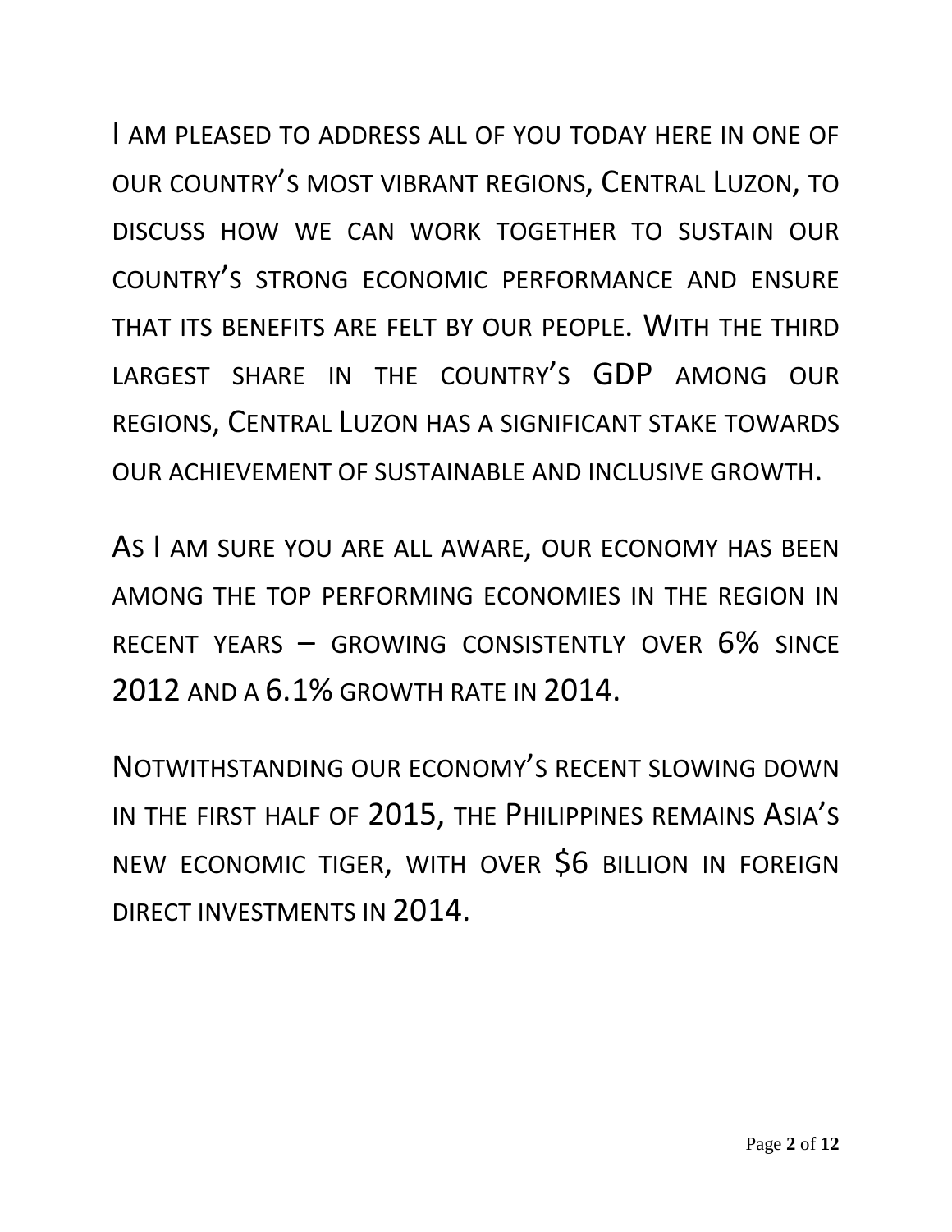I am pleased to address all of you today here in one of our country's most vibrant regions, Central Luzon, to discuss how we can work together to sustain our country's strong economic performance and ensure that its benefits are felt by our people. With the third largest share in the country's GDP among our regions, Central Luzon has a significant stake towards our achievement of sustainable and inclusive growth.

As I am sure you are all aware, our economy has been among the top performing economies in the region in recent years – growing consistently over 6% since 2012 and a 6.1% growth rate in 2014.

Notwithstanding our economy's recent slowing down in the first half of 2015, the Philippines remains Asia's new economic tiger, with over $6 billion in foreign direct investments in 2014.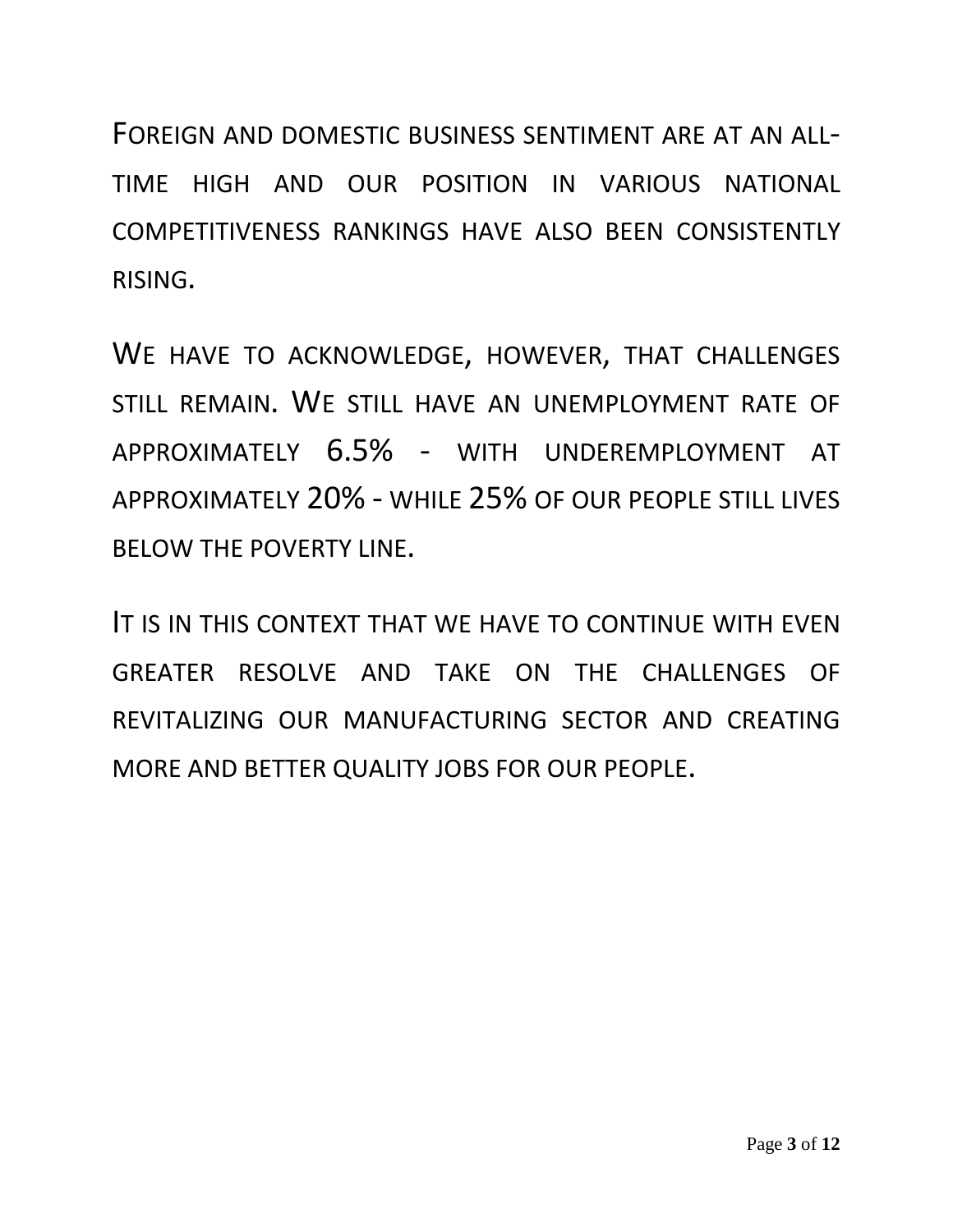FOREIGN AND DOMESTIC BUSINESS SENTIMENT ARE AT AN ALL-TIME HIGH AND OUR POSITION IN VARIOUS NATIONAL COMPETITIVENESS RANKINGS HAVE ALSO BEEN CONSISTENTLY RISING.

WE HAVE TO ACKNOWLEDGE, HOWEVER, THAT CHALLENGES STILL REMAIN. WE STILL HAVE AN UNEMPLOYMENT RATE OF APPROXIMATELY 6.5% - WITH UNDEREMPLOYMENT AT APPROXIMATELY 20% - WHILE 25% OF OUR PEOPLE STILL LIVES BELOW THE POVERTY LINE.

IT IS IN THIS CONTEXT THAT WE HAVE TO CONTINUE WITH EVEN GREATER RESOLVE AND TAKE ON THE CHALLENGES OF REVITALIZING OUR MANUFACTURING SECTOR AND CREATING MORE AND BETTER QUALITY JOBS FOR OUR PEOPLE.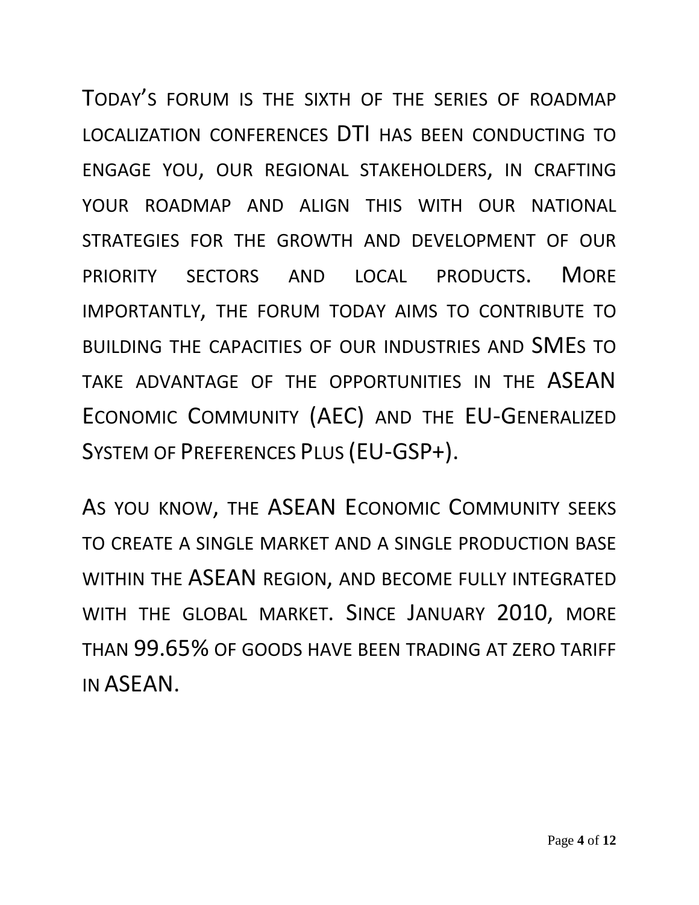Today's forum is the sixth of the series of roadmap localization conferences DTI has been conducting to engage you, our regional stakeholders, in crafting your roadmap and align this with our national strategies for the growth and development of our priority sectors and local products. More importantly, the forum today aims to contribute to building the capacities of our industries and SMEs to take advantage of the opportunities in the ASEAN Economic Community (AEC) and the EU-Generalized System of Preferences Plus (EU-GSP+).

As you know, the ASEAN Economic Community seeks to create a single market and a single production base within the ASEAN region, and become fully integrated with the global market. Since January 2010, more than 99.65% of goods have been trading at zero tariff in ASEAN.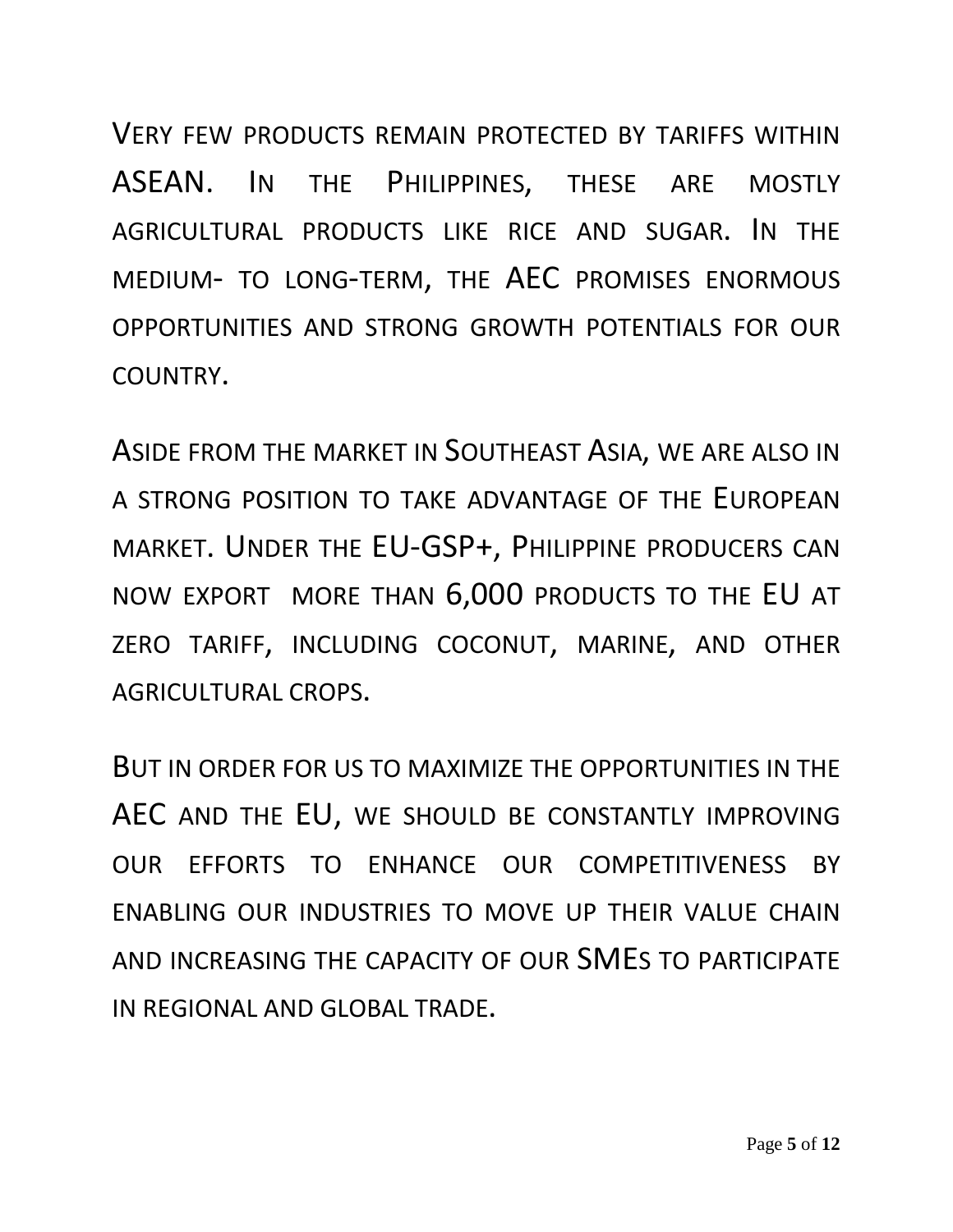VERY FEW PRODUCTS REMAIN PROTECTED BY TARIFFS WITHIN ASEAN. IN THE PHILIPPINES, THESE ARE MOSTLY AGRICULTURAL PRODUCTS LIKE RICE AND SUGAR. IN THE MEDIUM- TO LONG-TERM, THE AEC PROMISES ENORMOUS OPPORTUNITIES AND STRONG GROWTH POTENTIALS FOR OUR COUNTRY.

ASIDE FROM THE MARKET IN SOUTHEAST ASIA, WE ARE ALSO IN A STRONG POSITION TO TAKE ADVANTAGE OF THE EUROPEAN MARKET. UNDER THE EU-GSP+, PHILIPPINE PRODUCERS CAN NOW EXPORT MORE THAN 6,000 PRODUCTS TO THE EU AT ZERO TARIFF, INCLUDING COCONUT, MARINE, AND OTHER AGRICULTURAL CROPS.

BUT IN ORDER FOR US TO MAXIMIZE THE OPPORTUNITIES IN THE AEC AND THE EU, WE SHOULD BE CONSTANTLY IMPROVING OUR EFFORTS TO ENHANCE OUR COMPETITIVENESS BY ENABLING OUR INDUSTRIES TO MOVE UP THEIR VALUE CHAIN AND INCREASING THE CAPACITY OF OUR SMES TO PARTICIPATE IN REGIONAL AND GLOBAL TRADE.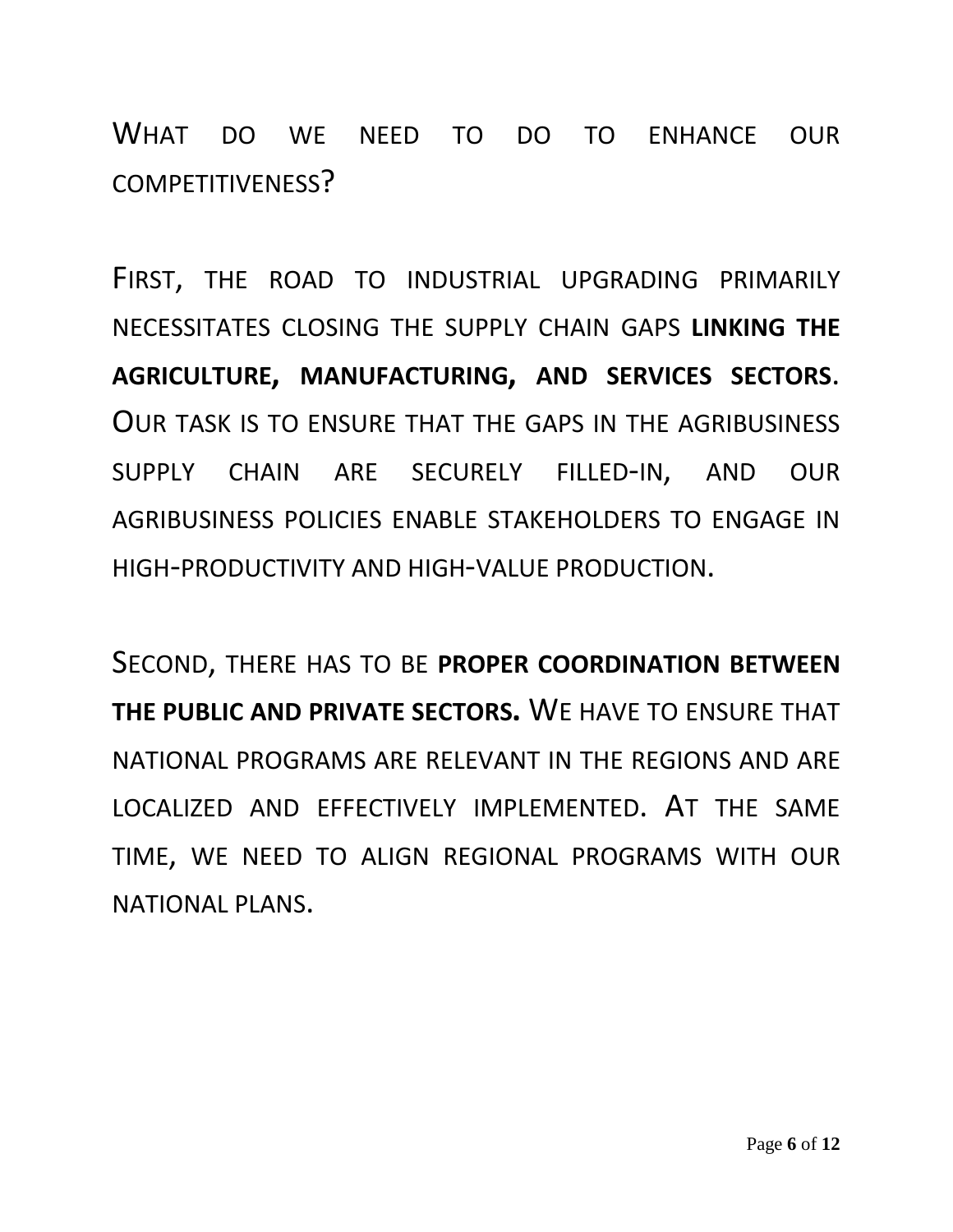WHAT DO WE NEED TO DO TO ENHANCE OUR COMPETITIVENESS?

FIRST, THE ROAD TO INDUSTRIAL UPGRADING PRIMARILY NECESSITATES CLOSING THE SUPPLY CHAIN GAPS **LINKING THE AGRICULTURE, MANUFACTURING, AND SERVICES SECTORS**. OUR TASK IS TO ENSURE THAT THE GAPS IN THE AGRIBUSINESS SUPPLY CHAIN ARE SECURELY FILLED-IN, AND OUR AGRIBUSINESS POLICIES ENABLE STAKEHOLDERS TO ENGAGE IN HIGH-PRODUCTIVITY AND HIGH-VALUE PRODUCTION.

SECOND, THERE HAS TO BE **PROPER COORDINATION BETWEEN THE PUBLIC AND PRIVATE SECTORS.** WE HAVE TO ENSURE THAT NATIONAL PROGRAMS ARE RELEVANT IN THE REGIONS AND ARE LOCALIZED AND EFFECTIVELY IMPLEMENTED. AT THE SAME TIME, WE NEED TO ALIGN REGIONAL PROGRAMS WITH OUR NATIONAL PLANS.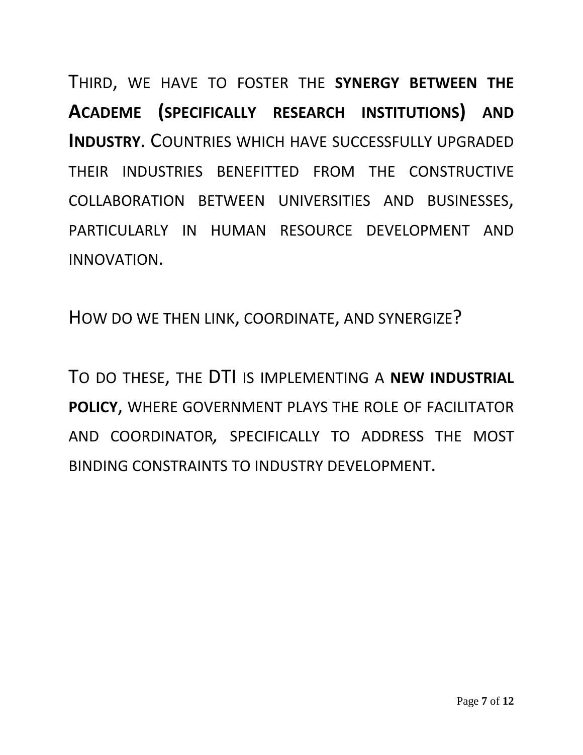THIRD, WE HAVE TO FOSTER THE **SYNERGY BETWEEN THE ACADEME (SPECIFICALLY RESEARCH INSTITUTIONS) AND INDUSTRY**. COUNTRIES WHICH HAVE SUCCESSFULLY UPGRADED THEIR INDUSTRIES BENEFITTED FROM THE CONSTRUCTIVE COLLABORATION BETWEEN UNIVERSITIES AND BUSINESSES, PARTICULARLY IN HUMAN RESOURCE DEVELOPMENT AND INNOVATION.

HOW DO WE THEN LINK, COORDINATE, AND SYNERGIZE?

TO DO THESE, THE DTI IS IMPLEMENTING A **NEW INDUSTRIAL POLICY**, WHERE GOVERNMENT PLAYS THE ROLE OF FACILITATOR AND COORDINATOR, SPECIFICALLY TO ADDRESS THE MOST BINDING CONSTRAINTS TO INDUSTRY DEVELOPMENT.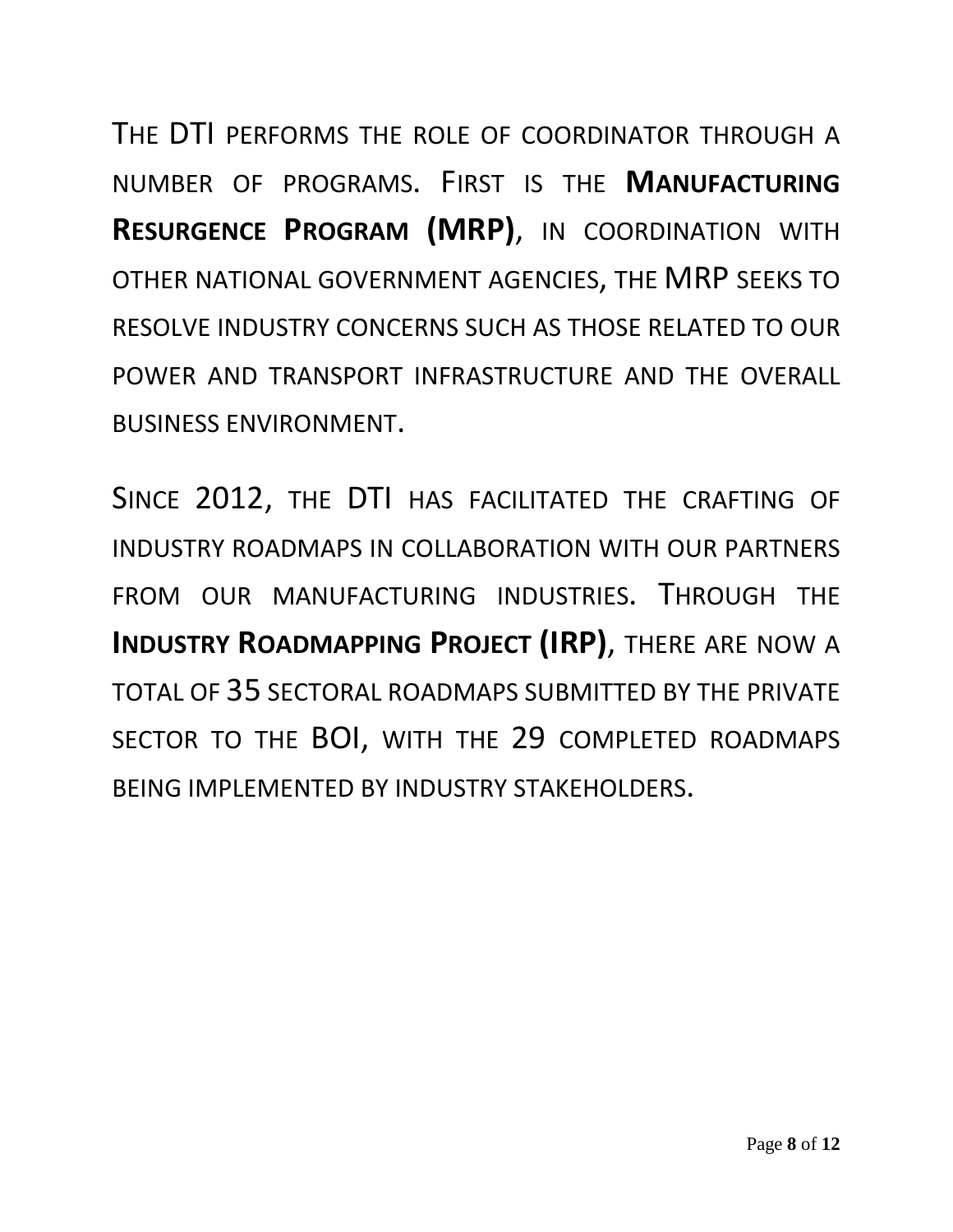THE DTI PERFORMS THE ROLE OF COORDINATOR THROUGH A NUMBER OF PROGRAMS. FIRST IS THE **MANUFACTURING RESURGENCE PROGRAM (MRP)**, IN COORDINATION WITH OTHER NATIONAL GOVERNMENT AGENCIES, THE MRP SEEKS TO RESOLVE INDUSTRY CONCERNS SUCH AS THOSE RELATED TO OUR POWER AND TRANSPORT INFRASTRUCTURE AND THE OVERALL BUSINESS ENVIRONMENT.

SINCE 2012, THE DTI HAS FACILITATED THE CRAFTING OF INDUSTRY ROADMAPS IN COLLABORATION WITH OUR PARTNERS FROM OUR MANUFACTURING INDUSTRIES. THROUGH THE **INDUSTRY ROADMAPPING PROJECT (IRP)**, THERE ARE NOW A TOTAL OF 35 SECTORAL ROADMAPS SUBMITTED BY THE PRIVATE SECTOR TO THE BOI, WITH THE 29 COMPLETED ROADMAPS BEING IMPLEMENTED BY INDUSTRY STAKEHOLDERS.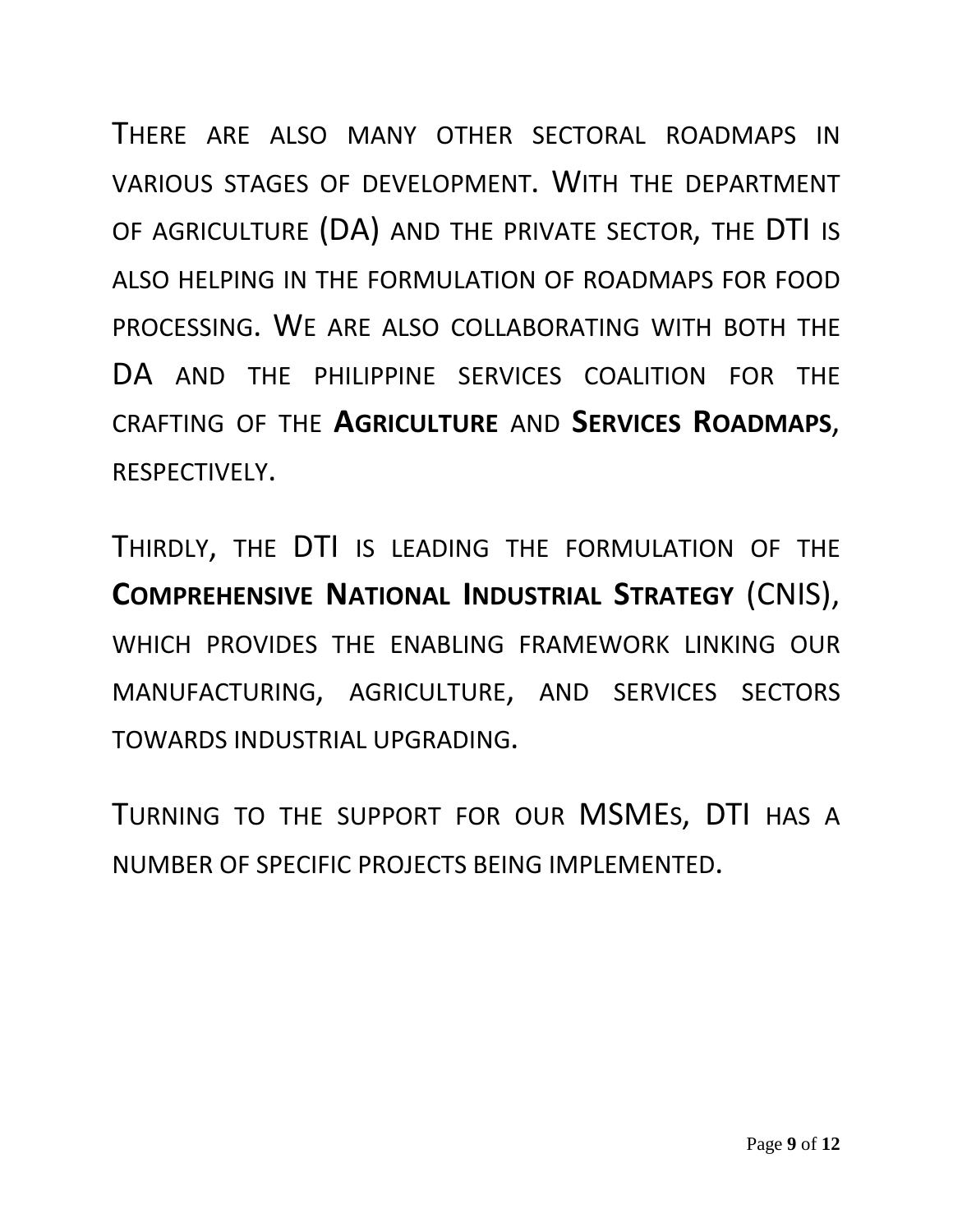There are also many other sectoral roadmaps in various stages of development. With the department of agriculture (DA) and the private sector, the DTI is also helping in the formulation of roadmaps for food processing. We are also collaborating with both the DA and the Philippine Services Coalition for the crafting of the **Agriculture** and **Services Roadmaps**, respectively.

Thirdly, the DTI is leading the formulation of the **Comprehensive National Industrial Strategy** (CNIS), which provides the enabling framework linking our manufacturing, agriculture, and services sectors towards industrial upgrading.

Turning to the support for our MSMEs, DTI has a number of specific projects being implemented.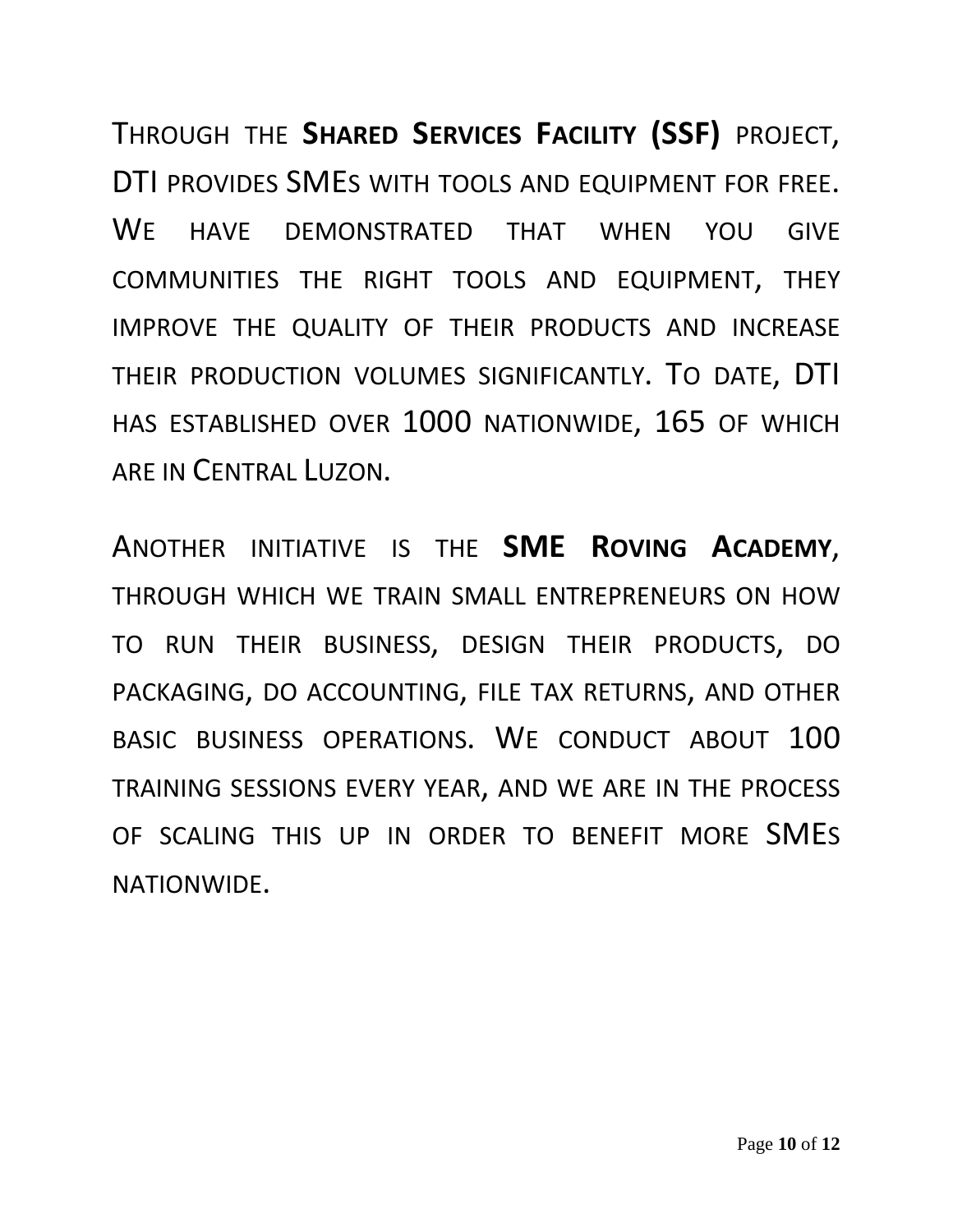Through the **Shared Services Facility (SSF)** project, DTI provides SMEs with tools and equipment for free. We have demonstrated that when you give communities the right tools and equipment, they improve the quality of their products and increase their production volumes significantly. To date, DTI has established over 1000 nationwide, 165 of which are in Central Luzon.

Another initiative is the **SME Roving Academy**, through which we train small entrepreneurs on how to run their business, design their products, do packaging, do accounting, file tax returns, and other basic business operations. We conduct about 100 training sessions every year, and we are in the process of scaling this up in order to benefit more SMEs nationwide.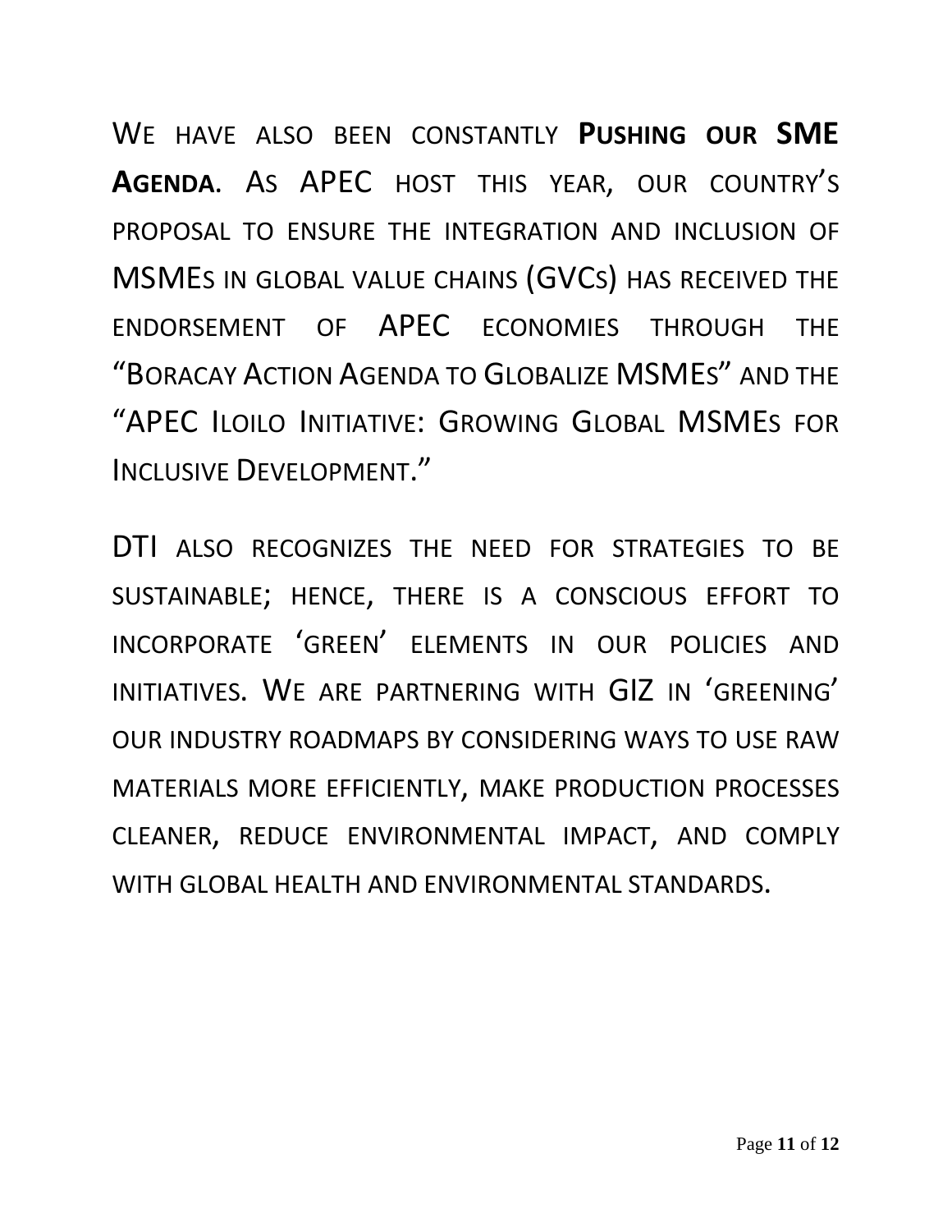We have also been constantly **Pushing our SME Agenda**. As APEC host this year, our country's proposal to ensure the integration and inclusion of MSMEs in global value chains (GVCs) has received the endorsement of APEC economies through the "Boracay Action Agenda to Globalize MSMEs" and the "APEC Iloilo Initiative: Growing Global MSMEs for Inclusive Development."

DTI also recognizes the need for strategies to be sustainable; hence, there is a conscious effort to incorporate 'green' elements in our policies and initiatives. We are partnering with GIZ in 'greening' our industry roadmaps by considering ways to use raw materials more efficiently, make production processes cleaner, reduce environmental impact, and comply with global health and environmental standards.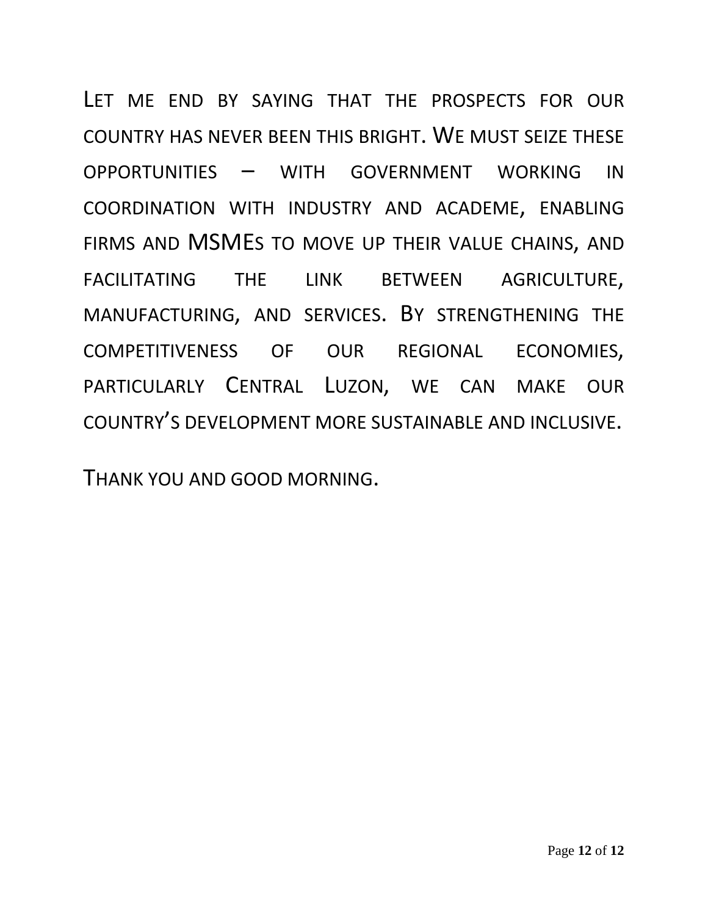Let me end by saying that the prospects for our country has never been this bright. We must seize these opportunities – with government working in coordination with industry and academe, enabling firms and MSMEs to move up their value chains, and facilitating the link between agriculture, manufacturing, and services. By strengthening the competitiveness of our regional economies, particularly Central Luzon, we can make our country's development more sustainable and inclusive.

Thank you and good morning.